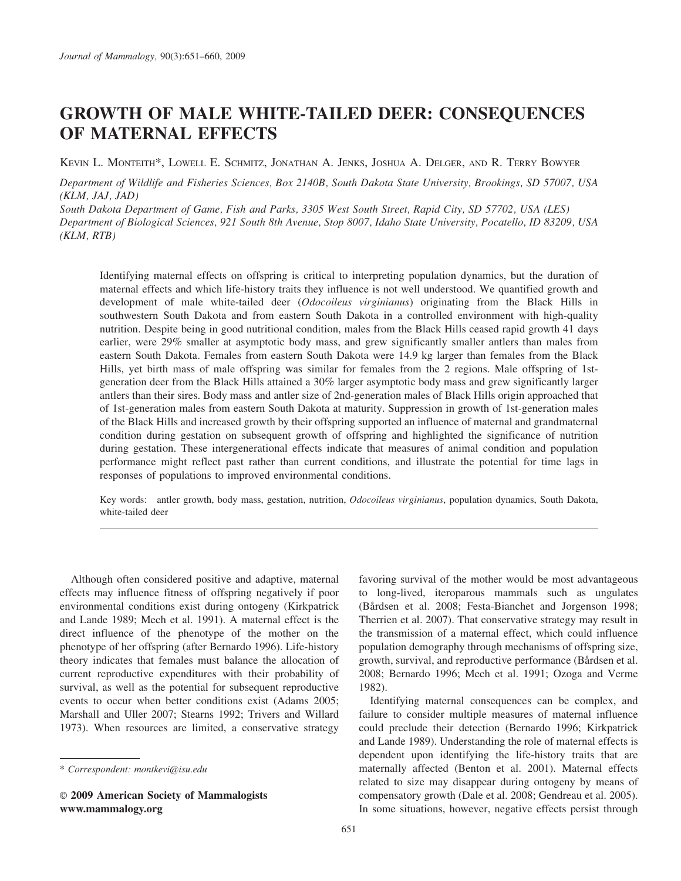# GROWTH OF MALE WHITE-TAILED DEER: CONSEQUENCES OF MATERNAL EFFECTS

KEVIN L. MONTEITH*, LOWELL E. SCHMITZ, JONATHAN A. JENKS, JOSHUA A. DELGER, AND R. TERRY BOWYER

*Department of Wildlife and Fisheries Sciences, Box 2140B, South Dakota State University, Brookings, SD 57007, USA (KLM, JAJ, JAD)*
*South Dakota Department of Game, Fish and Parks, 3305 West South Street, Rapid City, SD 57702, USA (LES)*
*Department of Biological Sciences, 921 South 8th Avenue, Stop 8007, Idaho State University, Pocatello, ID 83209, USA (KLM, RTB)*

Identifying maternal effects on offspring is critical to interpreting population dynamics, but the duration of maternal effects and which life-history traits they influence is not well understood. We quantified growth and development of male white-tailed deer (*Odocoileus virginianus*) originating from the Black Hills in southwestern South Dakota and from eastern South Dakota in a controlled environment with high-quality nutrition. Despite being in good nutritional condition, males from the Black Hills ceased rapid growth 41 days earlier, were 29% smaller at asymptotic body mass, and grew significantly smaller antlers than males from eastern South Dakota. Females from eastern South Dakota were 14.9 kg larger than females from the Black Hills, yet birth mass of male offspring was similar for females from the 2 regions. Male offspring of 1st-generation deer from the Black Hills attained a 30% larger asymptotic body mass and grew significantly larger antlers than their sires. Body mass and antler size of 2nd-generation males of Black Hills origin approached that of 1st-generation males from eastern South Dakota at maturity. Suppression in growth of 1st-generation males of the Black Hills and increased growth by their offspring supported an influence of maternal and grandmaternal condition during gestation on subsequent growth of offspring and highlighted the significance of nutrition during gestation. These intergenerational effects indicate that measures of animal condition and population performance might reflect past rather than current conditions, and illustrate the potential for time lags in responses of populations to improved environmental conditions.

Key words: antler growth, body mass, gestation, nutrition, *Odocoileus virginianus*, population dynamics, South Dakota, white-tailed deer

Although often considered positive and adaptive, maternal effects may influence fitness of offspring negatively if poor environmental conditions exist during ontogeny (Kirkpatrick and Lande 1989; Mech et al. 1991). A maternal effect is the direct influence of the phenotype of the mother on the phenotype of her offspring (after Bernardo 1996). Life-history theory indicates that females must balance the allocation of current reproductive expenditures with their probability of survival, as well as the potential for subsequent reproductive events to occur when better conditions exist (Adams 2005; Marshall and Uller 2007; Stearns 1992; Trivers and Willard 1973). When resources are limited, a conservative strategy favoring survival of the mother would be most advantageous to long-lived, iteroparous mammals such as ungulates (Bårdsen et al. 2008; Festa-Bianchet and Jorgenson 1998; Therrien et al. 2007). That conservative strategy may result in the transmission of a maternal effect, which could influence population demography through mechanisms of offspring size, growth, survival, and reproductive performance (Bårdsen et al. 2008; Bernardo 1996; Mech et al. 1991; Ozoga and Verme 1982).

Identifying maternal consequences can be complex, and failure to consider multiple measures of maternal influence could preclude their detection (Bernardo 1996; Kirkpatrick and Lande 1989). Understanding the role of maternal effects is dependent upon identifying the life-history traits that are maternally affected (Benton et al. 2001). Maternal effects related to size may disappear during ontogeny by means of compensatory growth (Dale et al. 2008; Gendreau et al. 2005). In some situations, however, negative effects persist through

---

\* *Correspondent: montkevi@isu.edu*

**© 2009 American Society of Mammalogists**
**www.mammalogy.org**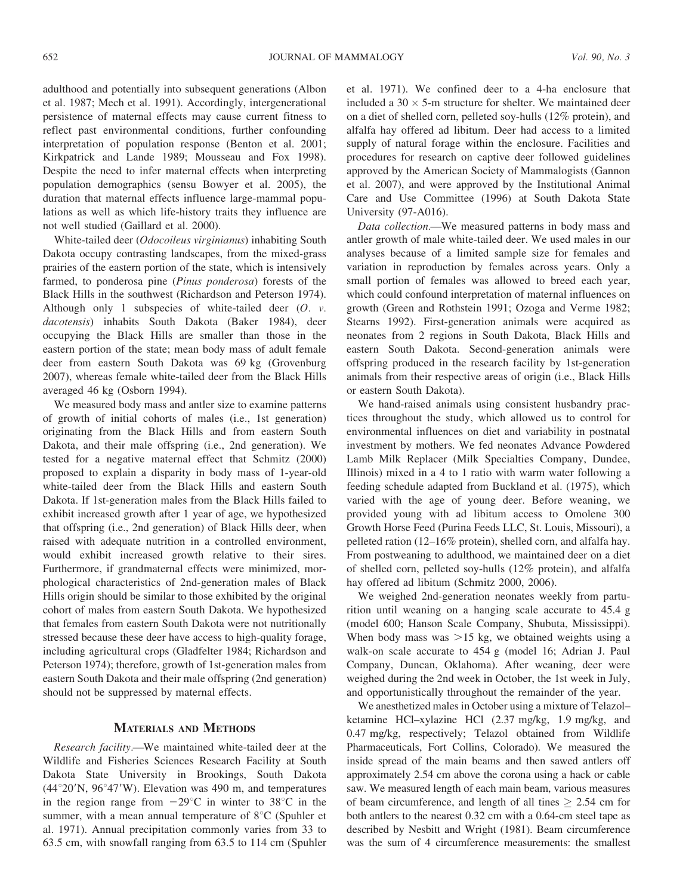adulthood and potentially into subsequent generations (Albon et al. 1987; Mech et al. 1991). Accordingly, intergenerational persistence of maternal effects may cause current fitness to reflect past environmental conditions, further confounding interpretation of population response (Benton et al. 2001; Kirkpatrick and Lande 1989; Mousseau and Fox 1998). Despite the need to infer maternal effects when interpreting population demographics (sensu Bowyer et al. 2005), the duration that maternal effects influence large-mammal populations as well as which life-history traits they influence are not well studied (Gaillard et al. 2000).

White-tailed deer (*Odocoileus virginianus*) inhabiting South Dakota occupy contrasting landscapes, from the mixed-grass prairies of the eastern portion of the state, which is intensively farmed, to ponderosa pine (*Pinus ponderosa*) forests of the Black Hills in the southwest (Richardson and Peterson 1974). Although only 1 subspecies of white-tailed deer (*O. v. dacotensis*) inhabits South Dakota (Baker 1984), deer occupying the Black Hills are smaller than those in the eastern portion of the state; mean body mass of adult female deer from eastern South Dakota was 69 kg (Grovenburg 2007), whereas female white-tailed deer from the Black Hills averaged 46 kg (Osborn 1994).

We measured body mass and antler size to examine patterns of growth of initial cohorts of males (i.e., 1st generation) originating from the Black Hills and from eastern South Dakota, and their male offspring (i.e., 2nd generation). We tested for a negative maternal effect that Schmitz (2000) proposed to explain a disparity in body mass of 1-year-old white-tailed deer from the Black Hills and eastern South Dakota. If 1st-generation males from the Black Hills failed to exhibit increased growth after 1 year of age, we hypothesized that offspring (i.e., 2nd generation) of Black Hills deer, when raised with adequate nutrition in a controlled environment, would exhibit increased growth relative to their sires. Furthermore, if grandmaternal effects were minimized, morphological characteristics of 2nd-generation males of Black Hills origin should be similar to those exhibited by the original cohort of males from eastern South Dakota. We hypothesized that females from eastern South Dakota were not nutritionally stressed because these deer have access to high-quality forage, including agricultural crops (Gladfelter 1984; Richardson and Peterson 1974); therefore, growth of 1st-generation males from eastern South Dakota and their male offspring (2nd generation) should not be suppressed by maternal effects.

## Materials and Methods

*Research facility*.—We maintained white-tailed deer at the Wildlife and Fisheries Sciences Research Facility at South Dakota State University in Brookings, South Dakota (44°20′N, 96°47′W). Elevation was 490 m, and temperatures in the region range from −29°C in winter to 38°C in the summer, with a mean annual temperature of 8°C (Spuhler et al. 1971). Annual precipitation commonly varies from 33 to 63.5 cm, with snowfall ranging from 63.5 to 114 cm (Spuhler et al. 1971). We confined deer to a 4-ha enclosure that included a 30 × 5-m structure for shelter. We maintained deer on a diet of shelled corn, pelleted soy-hulls (12% protein), and alfalfa hay offered ad libitum. Deer had access to a limited supply of natural forage within the enclosure. Facilities and procedures for research on captive deer followed guidelines approved by the American Society of Mammalogists (Gannon et al. 2007), and were approved by the Institutional Animal Care and Use Committee (1996) at South Dakota State University (97-A016).

*Data collection*.—We measured patterns in body mass and antler growth of male white-tailed deer. We used males in our analyses because of a limited sample size for females and variation in reproduction by females across years. Only a small portion of females was allowed to breed each year, which could confound interpretation of maternal influences on growth (Green and Rothstein 1991; Ozoga and Verme 1982; Stearns 1992). First-generation animals were acquired as neonates from 2 regions in South Dakota, Black Hills and eastern South Dakota. Second-generation animals were offspring produced in the research facility by 1st-generation animals from their respective areas of origin (i.e., Black Hills or eastern South Dakota).

We hand-raised animals using consistent husbandry practices throughout the study, which allowed us to control for environmental influences on diet and variability in postnatal investment by mothers. We fed neonates Advance Powdered Lamb Milk Replacer (Milk Specialties Company, Dundee, Illinois) mixed in a 4 to 1 ratio with warm water following a feeding schedule adapted from Buckland et al. (1975), which varied with the age of young deer. Before weaning, we provided young with ad libitum access to Omolene 300 Growth Horse Feed (Purina Feeds LLC, St. Louis, Missouri), a pelleted ration (12–16% protein), shelled corn, and alfalfa hay. From postweaning to adulthood, we maintained deer on a diet of shelled corn, pelleted soy-hulls (12% protein), and alfalfa hay offered ad libitum (Schmitz 2000, 2006).

We weighed 2nd-generation neonates weekly from parturition until weaning on a hanging scale accurate to 45.4 g (model 600; Hanson Scale Company, Shubuta, Mississippi). When body mass was >15 kg, we obtained weights using a walk-on scale accurate to 454 g (model 16; Adrian J. Paul Company, Duncan, Oklahoma). After weaning, deer were weighed during the 2nd week in October, the 1st week in July, and opportunistically throughout the remainder of the year.

We anesthetized males in October using a mixture of Telazol–ketamine HCl–xylazine HCl (2.37 mg/kg, 1.9 mg/kg, and 0.47 mg/kg, respectively; Telazol obtained from Wildlife Pharmaceuticals, Fort Collins, Colorado). We measured the inside spread of the main beams and then sawed antlers off approximately 2.54 cm above the corona using a hack or cable saw. We measured length of each main beam, various measures of beam circumference, and length of all tines ≥ 2.54 cm for both antlers to the nearest 0.32 cm with a 0.64-cm steel tape as described by Nesbitt and Wright (1981). Beam circumference was the sum of 4 circumference measurements: the smallest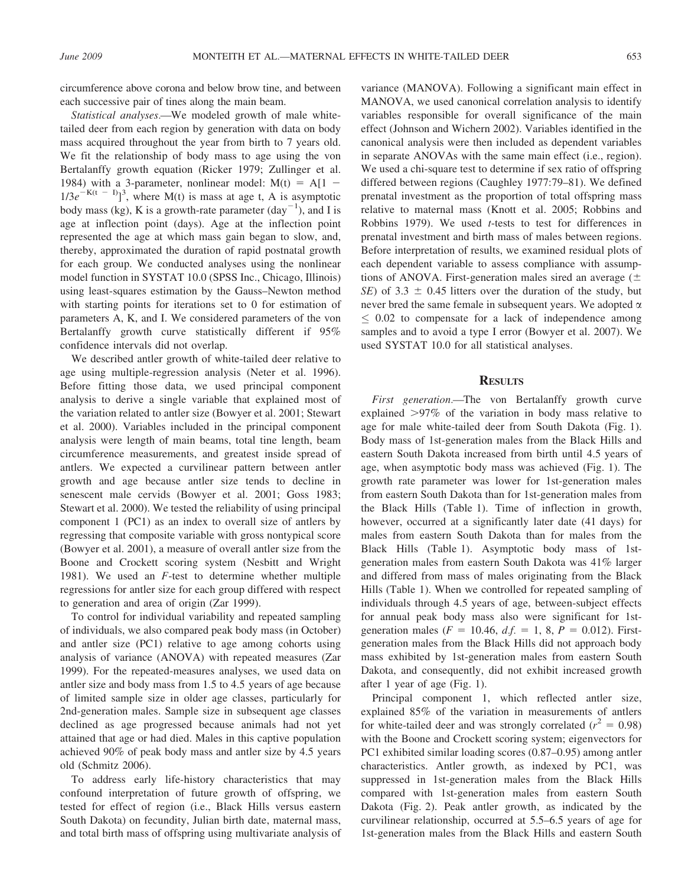circumference above corona and below brow tine, and between each successive pair of tines along the main beam.

*Statistical analyses*.—We modeled growth of male white-tailed deer from each region by generation with data on body mass acquired throughout the year from birth to 7 years old. We fit the relationship of body mass to age using the von Bertalanffy growth equation (Ricker 1979; Zullinger et al. 1984) with a 3-parameter, nonlinear model: $M(t) = A[1 - 1/3e^{-K(t - I)}]^3$, where M(t) is mass at age t, A is asymptotic body mass (kg), K is a growth-rate parameter ($day^{-1}$), and I is age at inflection point (days). Age at the inflection point represented the age at which mass gain began to slow, and, thereby, approximated the duration of rapid postnatal growth for each group. We conducted analyses using the nonlinear model function in SYSTAT 10.0 (SPSS Inc., Chicago, Illinois) using least-squares estimation by the Gauss–Newton method with starting points for iterations set to 0 for estimation of parameters A, K, and I. We considered parameters of the von Bertalanffy growth curve statistically different if 95% confidence intervals did not overlap.

We described antler growth of white-tailed deer relative to age using multiple-regression analysis (Neter et al. 1996). Before fitting those data, we used principal component analysis to derive a single variable that explained most of the variation related to antler size (Bowyer et al. 2001; Stewart et al. 2000). Variables included in the principal component analysis were length of main beams, total tine length, beam circumference measurements, and greatest inside spread of antlers. We expected a curvilinear pattern between antler growth and age because antler size tends to decline in senescent male cervids (Bowyer et al. 2001; Goss 1983; Stewart et al. 2000). We tested the reliability of using principal component 1 (PC1) as an index to overall size of antlers by regressing that composite variable with gross nontypical score (Bowyer et al. 2001), a measure of overall antler size from the Boone and Crockett scoring system (Nesbitt and Wright 1981). We used an *F*-test to determine whether multiple regressions for antler size for each group differed with respect to generation and area of origin (Zar 1999).

To control for individual variability and repeated sampling of individuals, we also compared peak body mass (in October) and antler size (PC1) relative to age among cohorts using analysis of variance (ANOVA) with repeated measures (Zar 1999). For the repeated-measures analyses, we used data on antler size and body mass from 1.5 to 4.5 years of age because of limited sample size in older age classes, particularly for 2nd-generation males. Sample size in subsequent age classes declined as age progressed because animals had not yet attained that age or had died. Males in this captive population achieved 90% of peak body mass and antler size by 4.5 years old (Schmitz 2006).

To address early life-history characteristics that may confound interpretation of future growth of offspring, we tested for effect of region (i.e., Black Hills versus eastern South Dakota) on fecundity, Julian birth date, maternal mass, and total birth mass of offspring using multivariate analysis of variance (MANOVA). Following a significant main effect in MANOVA, we used canonical correlation analysis to identify variables responsible for overall significance of the main effect (Johnson and Wichern 2002). Variables identified in the canonical analysis were then included as dependent variables in separate ANOVAs with the same main effect (i.e., region). We used a chi-square test to determine if sex ratio of offspring differed between regions (Caughley 1977:79–81). We defined prenatal investment as the proportion of total offspring mass relative to maternal mass (Knott et al. 2005; Robbins and Robbins 1979). We used *t*-tests to test for differences in prenatal investment and birth mass of males between regions. Before interpretation of results, we examined residual plots of each dependent variable to assess compliance with assumptions of ANOVA. First-generation males sired an average ($\pm$ *SE*) of $3.3 \pm 0.45$ litters over the duration of the study, but never bred the same female in subsequent years. We adopted $\alpha \leq 0.02$ to compensate for a lack of independence among samples and to avoid a type I error (Bowyer et al. 2007). We used SYSTAT 10.0 for all statistical analyses.

## Results

*First generation*.—The von Bertalanffy growth curve explained >97% of the variation in body mass relative to age for male white-tailed deer from South Dakota (Fig. 1). Body mass of 1st-generation males from the Black Hills and eastern South Dakota increased from birth until 4.5 years of age, when asymptotic body mass was achieved (Fig. 1). The growth rate parameter was lower for 1st-generation males from eastern South Dakota than for 1st-generation males from the Black Hills (Table 1). Time of inflection in growth, however, occurred at a significantly later date (41 days) for males from eastern South Dakota than for males from the Black Hills (Table 1). Asymptotic body mass of 1st-generation males from eastern South Dakota was 41% larger and differed from mass of males originating from the Black Hills (Table 1). When we controlled for repeated sampling of individuals through 4.5 years of age, between-subject effects for annual peak body mass also were significant for 1st-generation males ($F = 10.46$, $d.f. = 1, 8$, $P = 0.012$). First-generation males from the Black Hills did not approach body mass exhibited by 1st-generation males from eastern South Dakota, and consequently, did not exhibit increased growth after 1 year of age (Fig. 1).

Principal component 1, which reflected antler size, explained 85% of the variation in measurements of antlers for white-tailed deer and was strongly correlated ($r^2 = 0.98$) with the Boone and Crockett scoring system; eigenvectors for PC1 exhibited similar loading scores (0.87–0.95) among antler characteristics. Antler growth, as indexed by PC1, was suppressed in 1st-generation males from the Black Hills compared with 1st-generation males from eastern South Dakota (Fig. 2). Peak antler growth, as indicated by the curvilinear relationship, occurred at 5.5–6.5 years of age for 1st-generation males from the Black Hills and eastern South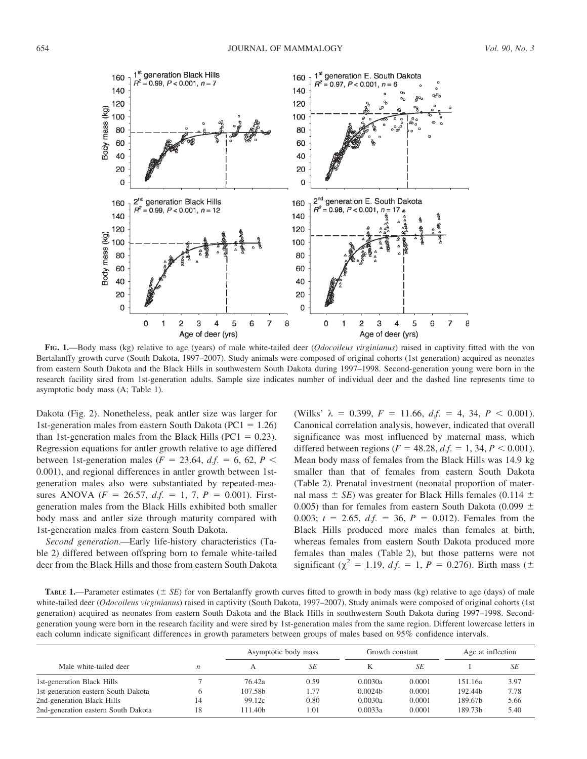**FIG. 1.**—Body mass (kg) relative to age (years) of male white-tailed deer (*Odocoileus virginianus*) raised in captivity fitted with the von Bertalanffy growth curve (South Dakota, 1997–2007). Study animals were composed of original cohorts (1st generation) acquired as neonates from eastern South Dakota and the Black Hills in southwestern South Dakota during 1997–1998. Second-generation young were born in the research facility sired from 1st-generation adults. Sample size indicates number of individual deer and the dashed line represents time to asymptotic body mass (A; Table 1).

Dakota (Fig. 2). Nonetheless, peak antler size was larger for 1st-generation males from eastern South Dakota (PC1 = 1.26) than 1st-generation males from the Black Hills (PC1 = 0.23). Regression equations for antler growth relative to age differed between 1st-generation males ($F = 23.64$, $d.f. = 6, 62$, $P < 0.001$), and regional differences in antler growth between 1st-generation males also were substantiated by repeated-measures ANOVA ($F = 26.57$, $d.f. = 1, 7$, $P = 0.001$). First-generation males from the Black Hills exhibited both smaller body mass and antler size through maturity compared with 1st-generation males from eastern South Dakota.

*Second generation.*—Early life-history characteristics (Table 2) differed between offspring born to female white-tailed deer from the Black Hills and those from eastern South Dakota (Wilks' $\lambda = 0.399$, $F = 11.66$, $d.f. = 4, 34$, $P < 0.001$). Canonical correlation analysis, however, indicated that overall significance was most influenced by maternal mass, which differed between regions ($F = 48.28$, $d.f. = 1, 34$, $P < 0.001$). Mean body mass of females from the Black Hills was 14.9 kg smaller than that of females from eastern South Dakota (Table 2). Prenatal investment (neonatal proportion of maternal mass $\pm$ *SE*) was greater for Black Hills females (0.114 $\pm$ 0.005) than for females from eastern South Dakota (0.099 $\pm$ 0.003; $t = 2.65$, $d.f. = 36$, $P = 0.012$). Females from the Black Hills produced more males than females at birth, whereas females from eastern South Dakota produced more females than males (Table 2), but those patterns were not significant ($\chi^2 = 1.19$, $d.f. = 1$, $P = 0.276$). Birth mass ($\pm$

**TABLE 1.**—Parameter estimates ($\pm$ *SE*) for von Bertalanffy growth curves fitted to growth in body mass (kg) relative to age (days) of male white-tailed deer (*Odocoileus virginianus*) raised in captivity (South Dakota, 1997–2007). Study animals were composed of original cohorts (1st generation) acquired as neonates from eastern South Dakota and the Black Hills in southwestern South Dakota during 1997–1998. Second-generation young were born in the research facility and were sired by 1st-generation males from the same region. Different lowercase letters in each column indicate significant differences in growth parameters between groups of males based on 95% confidence intervals.

| Male white-tailed deer | *n* | Asymptotic body mass | | Growth constant | | Age at inflection | |
|---|---|---|---|---|---|---|---|
| | | A | *SE* | K | *SE* | I | *SE* |
| 1st-generation Black Hills | 7 | 76.42a | 0.59 | 0.0030a | 0.0001 | 151.16a | 3.97 |
| 1st-generation eastern South Dakota | 6 | 107.58b | 1.77 | 0.0024b | 0.0001 | 192.44b | 7.78 |
| 2nd-generation Black Hills | 14 | 99.12c | 0.80 | 0.0030a | 0.0001 | 189.67b | 5.66 |
| 2nd-generation eastern South Dakota | 18 | 111.40b | 1.01 | 0.0033a | 0.0001 | 189.73b | 5.40 |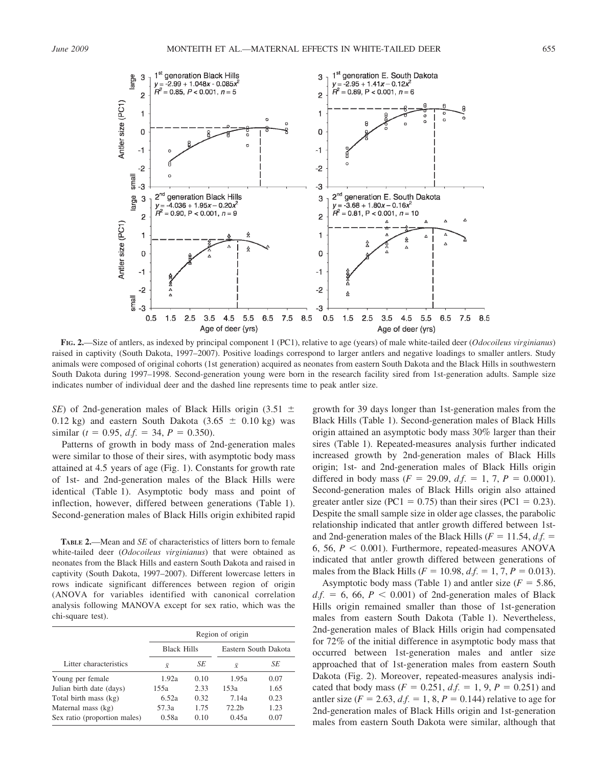**FIG. 2.**—Size of antlers, as indexed by principal component 1 (PC1), relative to age (years) of male white-tailed deer (*Odocoileus virginianus*) raised in captivity (South Dakota, 1997–2007). Positive loadings correspond to larger antlers and negative loadings to smaller antlers. Study animals were composed of original cohorts (1st generation) acquired as neonates from eastern South Dakota and the Black Hills in southwestern South Dakota during 1997–1998. Second-generation young were born in the research facility sired from 1st-generation adults. Sample size indicates number of individual deer and the dashed line represents time to peak antler size.

*SE*) of 2nd-generation males of Black Hills origin (3.51 ± 0.12 kg) and eastern South Dakota (3.65 ± 0.10 kg) was similar ($t = 0.95$, $d.f. = 34$, $P = 0.350$).

Patterns of growth in body mass of 2nd-generation males were similar to those of their sires, with asymptotic body mass attained at 4.5 years of age (Fig. 1). Constants for growth rate of 1st- and 2nd-generation males of the Black Hills were identical (Table 1). Asymptotic body mass and point of inflection, however, differed between generations (Table 1). Second-generation males of Black Hills origin exhibited rapid growth for 39 days longer than 1st-generation males from the Black Hills (Table 1). Second-generation males of Black Hills origin attained an asymptotic body mass 30% larger than their sires (Table 1). Repeated-measures analysis further indicated increased growth by 2nd-generation males of Black Hills origin; 1st- and 2nd-generation males of Black Hills origin differed in body mass ($F = 29.09$, $d.f. = 1, 7$, $P = 0.0001$). Second-generation males of Black Hills origin also attained greater antler size (PC1 = 0.75) than their sires (PC1 = 0.23). Despite the small sample size in older age classes, the parabolic relationship indicated that antler growth differed between 1st- and 2nd-generation males of the Black Hills ($F = 11.54$, $d.f. = 6, 56$, $P < 0.001$). Furthermore, repeated-measures ANOVA indicated that antler growth differed between generations of males from the Black Hills ($F = 10.98$, $d.f. = 1, 7$, $P = 0.013$).

Asymptotic body mass (Table 1) and antler size ($F = 5.86$, $d.f. = 6, 66$, $P < 0.001$) of 2nd-generation males of Black Hills origin remained smaller than those of 1st-generation males from eastern South Dakota (Table 1). Nevertheless, 2nd-generation males of Black Hills origin had compensated for 72% of the initial difference in asymptotic body mass that occurred between 1st-generation males and antler size approached that of 1st-generation males from eastern South Dakota (Fig. 2). Moreover, repeated-measures analysis indicated that body mass ($F = 0.251$, $d.f. = 1, 9$, $P = 0.251$) and antler size ($F = 2.63$, $d.f. = 1, 8$, $P = 0.144$) relative to age for 2nd-generation males of Black Hills origin and 1st-generation males from eastern South Dakota were similar, although that

**TABLE 2.**—Mean and *SE* of characteristics of litters born to female white-tailed deer (*Odocoileus virginianus*) that were obtained as neonates from the Black Hills and eastern South Dakota and raised in captivity (South Dakota, 1997–2007). Different lowercase letters in rows indicate significant differences between region of origin (ANOVA for variables identified with canonical correlation analysis following MANOVA except for sex ratio, which was the chi-square test).

| | Region of origin | | | |
|---|---|---|---|---|
| | Black Hills | | Eastern South Dakota | |
| Litter characteristics | $\bar{x}$ | *SE* | $\bar{x}$ | *SE* |
| Young per female | 1.92a | 0.10 | 1.95a | 0.07 |
| Julian birth date (days) | 155a | 2.33 | 153a | 1.65 |
| Total birth mass (kg) | 6.52a | 0.32 | 7.14a | 0.23 |
| Maternal mass (kg) | 57.3a | 1.75 | 72.2b | 1.23 |
| Sex ratio (proportion males) | 0.58a | 0.10 | 0.45a | 0.07 |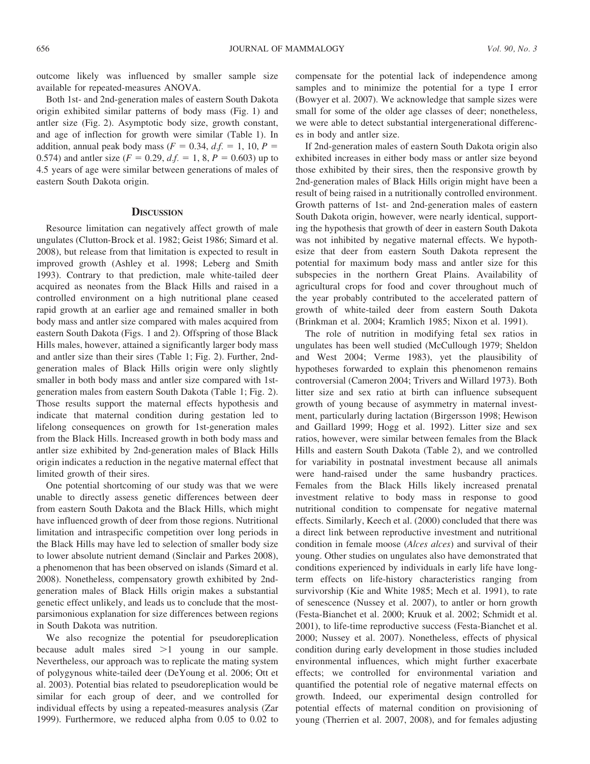outcome likely was influenced by smaller sample size available for repeated-measures ANOVA.

Both 1st- and 2nd-generation males of eastern South Dakota origin exhibited similar patterns of body mass (Fig. 1) and antler size (Fig. 2). Asymptotic body size, growth constant, and age of inflection for growth were similar (Table 1). In addition, annual peak body mass ($F = 0.34$, $d.f. = 1, 10$, $P = 0.574$) and antler size ($F = 0.29$, $d.f. = 1, 8$, $P = 0.603$) up to 4.5 years of age were similar between generations of males of eastern South Dakota origin.

## Discussion

Resource limitation can negatively affect growth of male ungulates (Clutton-Brock et al. 1982; Geist 1986; Simard et al. 2008), but release from that limitation is expected to result in improved growth (Ashley et al. 1998; Leberg and Smith 1993). Contrary to that prediction, male white-tailed deer acquired as neonates from the Black Hills and raised in a controlled environment on a high nutritional plane ceased rapid growth at an earlier age and remained smaller in both body mass and antler size compared with males acquired from eastern South Dakota (Figs. 1 and 2). Offspring of those Black Hills males, however, attained a significantly larger body mass and antler size than their sires (Table 1; Fig. 2). Further, 2nd-generation males of Black Hills origin were only slightly smaller in both body mass and antler size compared with 1st-generation males from eastern South Dakota (Table 1; Fig. 2). Those results support the maternal effects hypothesis and indicate that maternal condition during gestation led to lifelong consequences on growth for 1st-generation males from the Black Hills. Increased growth in both body mass and antler size exhibited by 2nd-generation males of Black Hills origin indicates a reduction in the negative maternal effect that limited growth of their sires.

One potential shortcoming of our study was that we were unable to directly assess genetic differences between deer from eastern South Dakota and the Black Hills, which might have influenced growth of deer from those regions. Nutritional limitation and intraspecific competition over long periods in the Black Hills may have led to selection of smaller body size to lower absolute nutrient demand (Sinclair and Parkes 2008), a phenomenon that has been observed on islands (Simard et al. 2008). Nonetheless, compensatory growth exhibited by 2nd-generation males of Black Hills origin makes a substantial genetic effect unlikely, and leads us to conclude that the most-parsimonious explanation for size differences between regions in South Dakota was nutrition.

We also recognize the potential for pseudoreplication because adult males sired $>1$ young in our sample. Nevertheless, our approach was to replicate the mating system of polygynous white-tailed deer (DeYoung et al. 2006; Ott et al. 2003). Potential bias related to pseudoreplication would be similar for each group of deer, and we controlled for individual effects by using a repeated-measures analysis (Zar 1999). Furthermore, we reduced alpha from 0.05 to 0.02 to compensate for the potential lack of independence among samples and to minimize the potential for a type I error (Bowyer et al. 2007). We acknowledge that sample sizes were small for some of the older age classes of deer; nonetheless, we were able to detect substantial intergenerational differences in body and antler size.

If 2nd-generation males of eastern South Dakota origin also exhibited increases in either body mass or antler size beyond those exhibited by their sires, then the responsive growth by 2nd-generation males of Black Hills origin might have been a result of being raised in a nutritionally controlled environment. Growth patterns of 1st- and 2nd-generation males of eastern South Dakota origin, however, were nearly identical, supporting the hypothesis that growth of deer in eastern South Dakota was not inhibited by negative maternal effects. We hypothesize that deer from eastern South Dakota represent the potential for maximum body mass and antler size for this subspecies in the northern Great Plains. Availability of agricultural crops for food and cover throughout much of the year probably contributed to the accelerated pattern of growth of white-tailed deer from eastern South Dakota (Brinkman et al. 2004; Kramlich 1985; Nixon et al. 1991).

The role of nutrition in modifying fetal sex ratios in ungulates has been well studied (McCullough 1979; Sheldon and West 2004; Verme 1983), yet the plausibility of hypotheses forwarded to explain this phenomenon remains controversial (Cameron 2004; Trivers and Willard 1973). Both litter size and sex ratio at birth can influence subsequent growth of young because of asymmetry in maternal investment, particularly during lactation (Birgersson 1998; Hewison and Gaillard 1999; Hogg et al. 1992). Litter size and sex ratios, however, were similar between females from the Black Hills and eastern South Dakota (Table 2), and we controlled for variability in postnatal investment because all animals were hand-raised under the same husbandry practices. Females from the Black Hills likely increased prenatal investment relative to body mass in response to good nutritional condition to compensate for negative maternal effects. Similarly, Keech et al. (2000) concluded that there was a direct link between reproductive investment and nutritional condition in female moose (*Alces alces*) and survival of their young. Other studies on ungulates also have demonstrated that conditions experienced by individuals in early life have long-term effects on life-history characteristics ranging from survivorship (Kie and White 1985; Mech et al. 1991), to rate of senescence (Nussey et al. 2007), to antler or horn growth (Festa-Bianchet et al. 2000; Kruuk et al. 2002; Schmidt et al. 2001), to life-time reproductive success (Festa-Bianchet et al. 2000; Nussey et al. 2007). Nonetheless, effects of physical condition during early development in those studies included environmental influences, which might further exacerbate effects; we controlled for environmental variation and quantified the potential role of negative maternal effects on growth. Indeed, our experimental design controlled for potential effects of maternal condition on provisioning of young (Therrien et al. 2007, 2008), and for females adjusting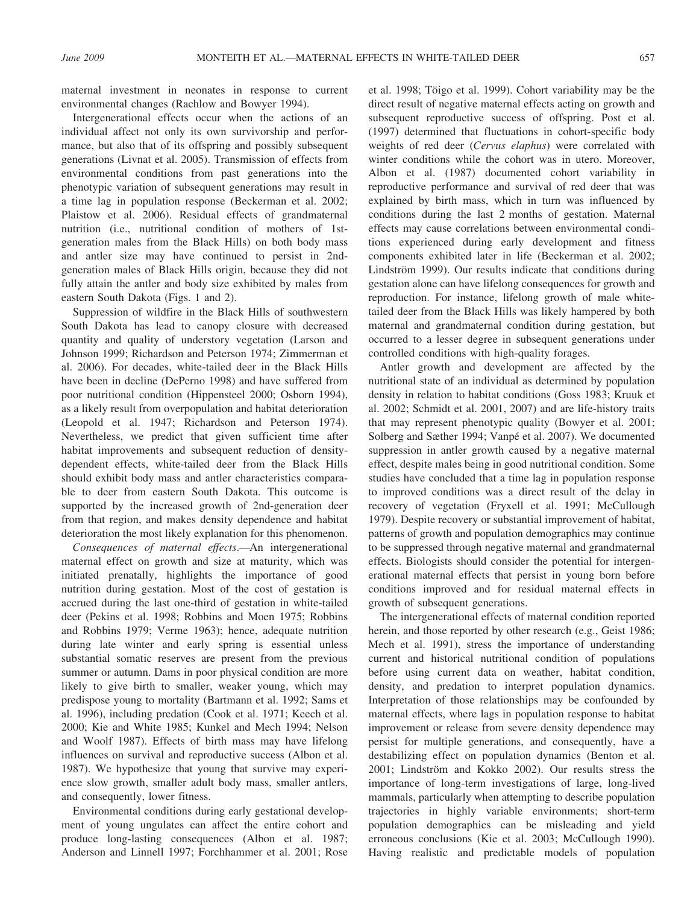maternal investment in neonates in response to current environmental changes (Rachlow and Bowyer 1994).

Intergenerational effects occur when the actions of an individual affect not only its own survivorship and performance, but also that of its offspring and possibly subsequent generations (Livnat et al. 2005). Transmission of effects from environmental conditions from past generations into the phenotypic variation of subsequent generations may result in a time lag in population response (Beckerman et al. 2002; Plaistow et al. 2006). Residual effects of grandmaternal nutrition (i.e., nutritional condition of mothers of 1st-generation males from the Black Hills) on both body mass and antler size may have continued to persist in 2nd-generation males of Black Hills origin, because they did not fully attain the antler and body size exhibited by males from eastern South Dakota (Figs. 1 and 2).

Suppression of wildfire in the Black Hills of southwestern South Dakota has lead to canopy closure with decreased quantity and quality of understory vegetation (Larson and Johnson 1999; Richardson and Peterson 1974; Zimmerman et al. 2006). For decades, white-tailed deer in the Black Hills have been in decline (DePerno 1998) and have suffered from poor nutritional condition (Hippensteel 2000; Osborn 1994), as a likely result from overpopulation and habitat deterioration (Leopold et al. 1947; Richardson and Peterson 1974). Nevertheless, we predict that given sufficient time after habitat improvements and subsequent reduction of density-dependent effects, white-tailed deer from the Black Hills should exhibit body mass and antler characteristics comparable to deer from eastern South Dakota. This outcome is supported by the increased growth of 2nd-generation deer from that region, and makes density dependence and habitat deterioration the most likely explanation for this phenomenon.

*Consequences of maternal effects*.—An intergenerational maternal effect on growth and size at maturity, which was initiated prenatally, highlights the importance of good nutrition during gestation. Most of the cost of gestation is accrued during the last one-third of gestation in white-tailed deer (Pekins et al. 1998; Robbins and Moen 1975; Robbins and Robbins 1979; Verme 1963); hence, adequate nutrition during late winter and early spring is essential unless substantial somatic reserves are present from the previous summer or autumn. Dams in poor physical condition are more likely to give birth to smaller, weaker young, which may predispose young to mortality (Bartmann et al. 1992; Sams et al. 1996), including predation (Cook et al. 1971; Keech et al. 2000; Kie and White 1985; Kunkel and Mech 1994; Nelson and Woolf 1987). Effects of birth mass may have lifelong influences on survival and reproductive success (Albon et al. 1987). We hypothesize that young that survive may experience slow growth, smaller adult body mass, smaller antlers, and consequently, lower fitness.

Environmental conditions during early gestational development of young ungulates can affect the entire cohort and produce long-lasting consequences (Albon et al. 1987; Anderson and Linnell 1997; Forchhammer et al. 2001; Rose et al. 1998; Töigo et al. 1999). Cohort variability may be the direct result of negative maternal effects acting on growth and subsequent reproductive success of offspring. Post et al. (1997) determined that fluctuations in cohort-specific body weights of red deer (*Cervus elaphus*) were correlated with winter conditions while the cohort was in utero. Moreover, Albon et al. (1987) documented cohort variability in reproductive performance and survival of red deer that was explained by birth mass, which in turn was influenced by conditions during the last 2 months of gestation. Maternal effects may cause correlations between environmental conditions experienced during early development and fitness components exhibited later in life (Beckerman et al. 2002; Lindström 1999). Our results indicate that conditions during gestation alone can have lifelong consequences for growth and reproduction. For instance, lifelong growth of male white-tailed deer from the Black Hills was likely hampered by both maternal and grandmaternal condition during gestation, but occurred to a lesser degree in subsequent generations under controlled conditions with high-quality forages.

Antler growth and development are affected by the nutritional state of an individual as determined by population density in relation to habitat conditions (Goss 1983; Kruuk et al. 2002; Schmidt et al. 2001, 2007) and are life-history traits that may represent phenotypic quality (Bowyer et al. 2001; Solberg and Sæther 1994; Vanpé et al. 2007). We documented suppression in antler growth caused by a negative maternal effect, despite males being in good nutritional condition. Some studies have concluded that a time lag in population response to improved conditions was a direct result of the delay in recovery of vegetation (Fryxell et al. 1991; McCullough 1979). Despite recovery or substantial improvement of habitat, patterns of growth and population demographics may continue to be suppressed through negative maternal and grandmaternal effects. Biologists should consider the potential for intergenerational maternal effects that persist in young born before conditions improved and for residual maternal effects in growth of subsequent generations.

The intergenerational effects of maternal condition reported herein, and those reported by other research (e.g., Geist 1986; Mech et al. 1991), stress the importance of understanding current and historical nutritional condition of populations before using current data on weather, habitat condition, density, and predation to interpret population dynamics. Interpretation of those relationships may be confounded by maternal effects, where lags in population response to habitat improvement or release from severe density dependence may persist for multiple generations, and consequently, have a destabilizing effect on population dynamics (Benton et al. 2001; Lindström and Kokko 2002). Our results stress the importance of long-term investigations of large, long-lived mammals, particularly when attempting to describe population trajectories in highly variable environments; short-term population demographics can be misleading and yield erroneous conclusions (Kie et al. 2003; McCullough 1990). Having realistic and predictable models of population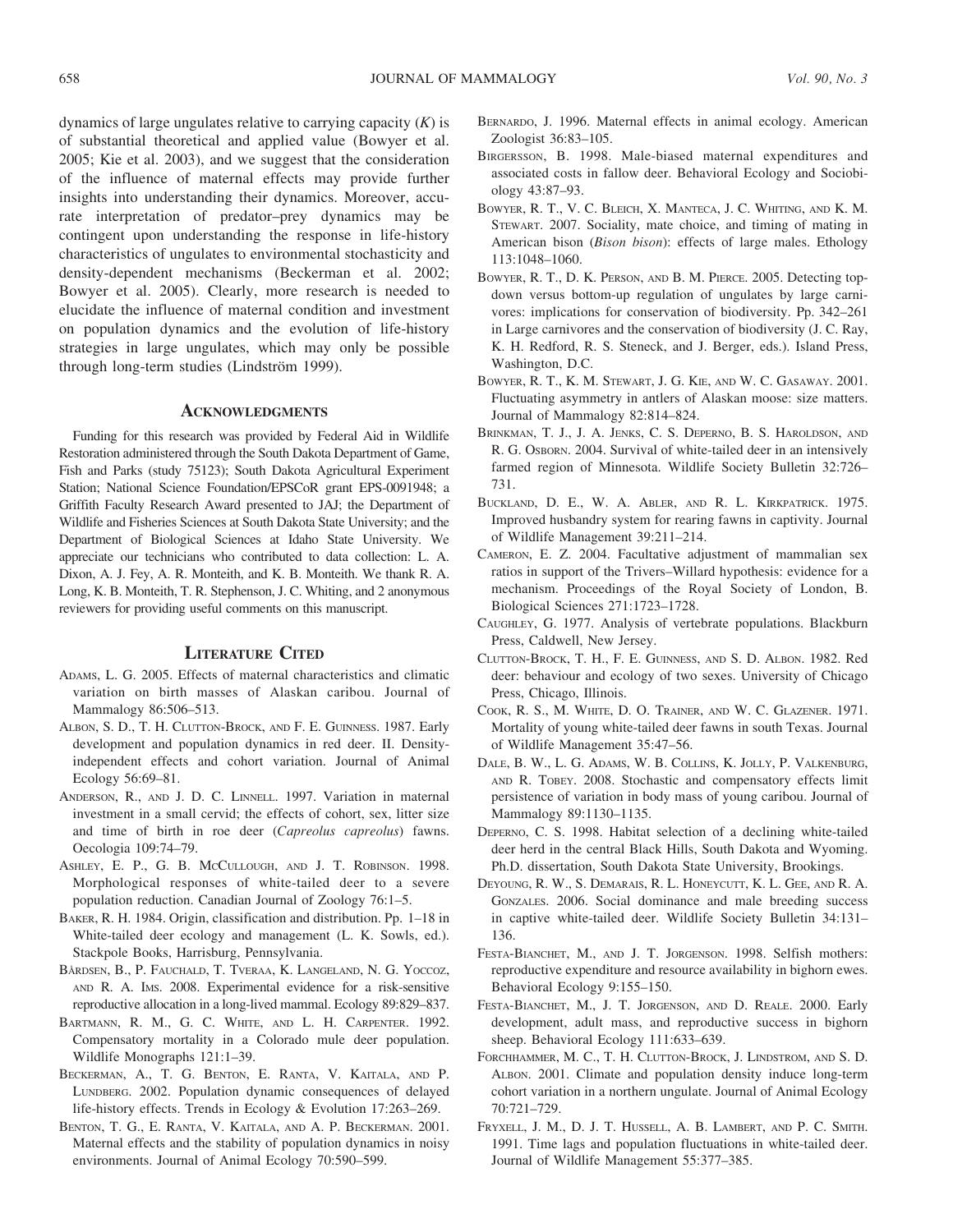dynamics of large ungulates relative to carrying capacity ($K$) is of substantial theoretical and applied value (Bowyer et al. 2005; Kie et al. 2003), and we suggest that the consideration of the influence of maternal effects may provide further insights into understanding their dynamics. Moreover, accurate interpretation of predator–prey dynamics may be contingent upon understanding the response in life-history characteristics of ungulates to environmental stochasticity and density-dependent mechanisms (Beckerman et al. 2002; Bowyer et al. 2005). Clearly, more research is needed to elucidate the influence of maternal condition and investment on population dynamics and the evolution of life-history strategies in large ungulates, which may only be possible through long-term studies (Lindström 1999).

## Acknowledgments

Funding for this research was provided by Federal Aid in Wildlife Restoration administered through the South Dakota Department of Game, Fish and Parks (study 75123); South Dakota Agricultural Experiment Station; National Science Foundation/EPSCoR grant EPS-0091948; a Griffith Faculty Research Award presented to JAJ; the Department of Wildlife and Fisheries Sciences at South Dakota State University; and the Department of Biological Sciences at Idaho State University. We appreciate our technicians who contributed to data collection: L. A. Dixon, A. J. Fey, A. R. Monteith, and K. B. Monteith. We thank R. A. Long, K. B. Monteith, T. R. Stephenson, J. C. Whiting, and 2 anonymous reviewers for providing useful comments on this manuscript.

## Literature Cited

Adams, L. G. 2005. Effects of maternal characteristics and climatic variation on birth masses of Alaskan caribou. Journal of Mammalogy 86:506–513.

Albon, S. D., T. H. Clutton-Brock, and F. E. Guinness. 1987. Early development and population dynamics in red deer. II. Density-independent effects and cohort variation. Journal of Animal Ecology 56:69–81.

Anderson, R., and J. D. C. Linnell. 1997. Variation in maternal investment in a small cervid; the effects of cohort, sex, litter size and time of birth in roe deer (*Capreolus capreolus*) fawns. Oecologia 109:74–79.

Ashley, E. P., G. B. McCullough, and J. T. Robinson. 1998. Morphological responses of white-tailed deer to a severe population reduction. Canadian Journal of Zoology 76:1–5.

Baker, R. H. 1984. Origin, classification and distribution. Pp. 1–18 in White-tailed deer ecology and management (L. K. Sowls, ed.). Stackpole Books, Harrisburg, Pennsylvania.

Bårdsen, B., P. Fauchald, T. Tveraa, K. Langeland, N. G. Yoccoz, and R. A. Ims. 2008. Experimental evidence for a risk-sensitive reproductive allocation in a long-lived mammal. Ecology 89:829–837.

Bartmann, R. M., G. C. White, and L. H. Carpenter. 1992. Compensatory mortality in a Colorado mule deer population. Wildlife Monographs 121:1–39.

Beckerman, A., T. G. Benton, E. Ranta, V. Kaitala, and P. Lundberg. 2002. Population dynamic consequences of delayed life-history effects. Trends in Ecology & Evolution 17:263–269.

Benton, T. G., E. Ranta, V. Kaitala, and A. P. Beckerman. 2001. Maternal effects and the stability of population dynamics in noisy environments. Journal of Animal Ecology 70:590–599.

Bernardo, J. 1996. Maternal effects in animal ecology. American Zoologist 36:83–105.

Birgersson, B. 1998. Male-biased maternal expenditures and associated costs in fallow deer. Behavioral Ecology and Sociobiology 43:87–93.

Bowyer, R. T., V. C. Bleich, X. Manteca, J. C. Whiting, and K. M. Stewart. 2007. Sociality, mate choice, and timing of mating in American bison (*Bison bison*): effects of large males. Ethology 113:1048–1060.

Bowyer, R. T., D. K. Person, and B. M. Pierce. 2005. Detecting top-down versus bottom-up regulation of ungulates by large carnivores: implications for conservation of biodiversity. Pp. 342–261 in Large carnivores and the conservation of biodiversity (J. C. Ray, K. H. Redford, R. S. Steneck, and J. Berger, eds.). Island Press, Washington, D.C.

Bowyer, R. T., K. M. Stewart, J. G. Kie, and W. C. Gasaway. 2001. Fluctuating asymmetry in antlers of Alaskan moose: size matters. Journal of Mammalogy 82:814–824.

Brinkman, T. J., J. A. Jenks, C. S. Deperno, B. S. Haroldson, and R. G. Osborn. 2004. Survival of white-tailed deer in an intensively farmed region of Minnesota. Wildlife Society Bulletin 32:726–731.

Buckland, D. E., W. A. Abler, and R. L. Kirkpatrick. 1975. Improved husbandry system for rearing fawns in captivity. Journal of Wildlife Management 39:211–214.

Cameron, E. Z. 2004. Facultative adjustment of mammalian sex ratios in support of the Trivers–Willard hypothesis: evidence for a mechanism. Proceedings of the Royal Society of London, B. Biological Sciences 271:1723–1728.

Caughley, G. 1977. Analysis of vertebrate populations. Blackburn Press, Caldwell, New Jersey.

Clutton-Brock, T. H., F. E. Guinness, and S. D. Albon. 1982. Red deer: behaviour and ecology of two sexes. University of Chicago Press, Chicago, Illinois.

Cook, R. S., M. White, D. O. Trainer, and W. C. Glazener. 1971. Mortality of young white-tailed deer fawns in south Texas. Journal of Wildlife Management 35:47–56.

Dale, B. W., L. G. Adams, W. B. Collins, K. Jolly, P. Valkenburg, and R. Tobey. 2008. Stochastic and compensatory effects limit persistence of variation in body mass of young caribou. Journal of Mammalogy 89:1130–1135.

Deperno, C. S. 1998. Habitat selection of a declining white-tailed deer herd in the central Black Hills, South Dakota and Wyoming. Ph.D. dissertation, South Dakota State University, Brookings.

Deyoung, R. W., S. Demarais, R. L. Honeycutt, K. L. Gee, and R. A. Gonzales. 2006. Social dominance and male breeding success in captive white-tailed deer. Wildlife Society Bulletin 34:131–136.

Festa-Bianchet, M., and J. T. Jorgenson. 1998. Selfish mothers: reproductive expenditure and resource availability in bighorn ewes. Behavioral Ecology 9:155–150.

Festa-Bianchet, M., J. T. Jorgenson, and D. Reale. 2000. Early development, adult mass, and reproductive success in bighorn sheep. Behavioral Ecology 111:633–639.

Forchhammer, M. C., T. H. Clutton-Brock, J. Lindstrom, and S. D. Albon. 2001. Climate and population density induce long-term cohort variation in a northern ungulate. Journal of Animal Ecology 70:721–729.

Fryxell, J. M., D. J. T. Hussell, A. B. Lambert, and P. C. Smith. 1991. Time lags and population fluctuations in white-tailed deer. Journal of Wildlife Management 55:377–385.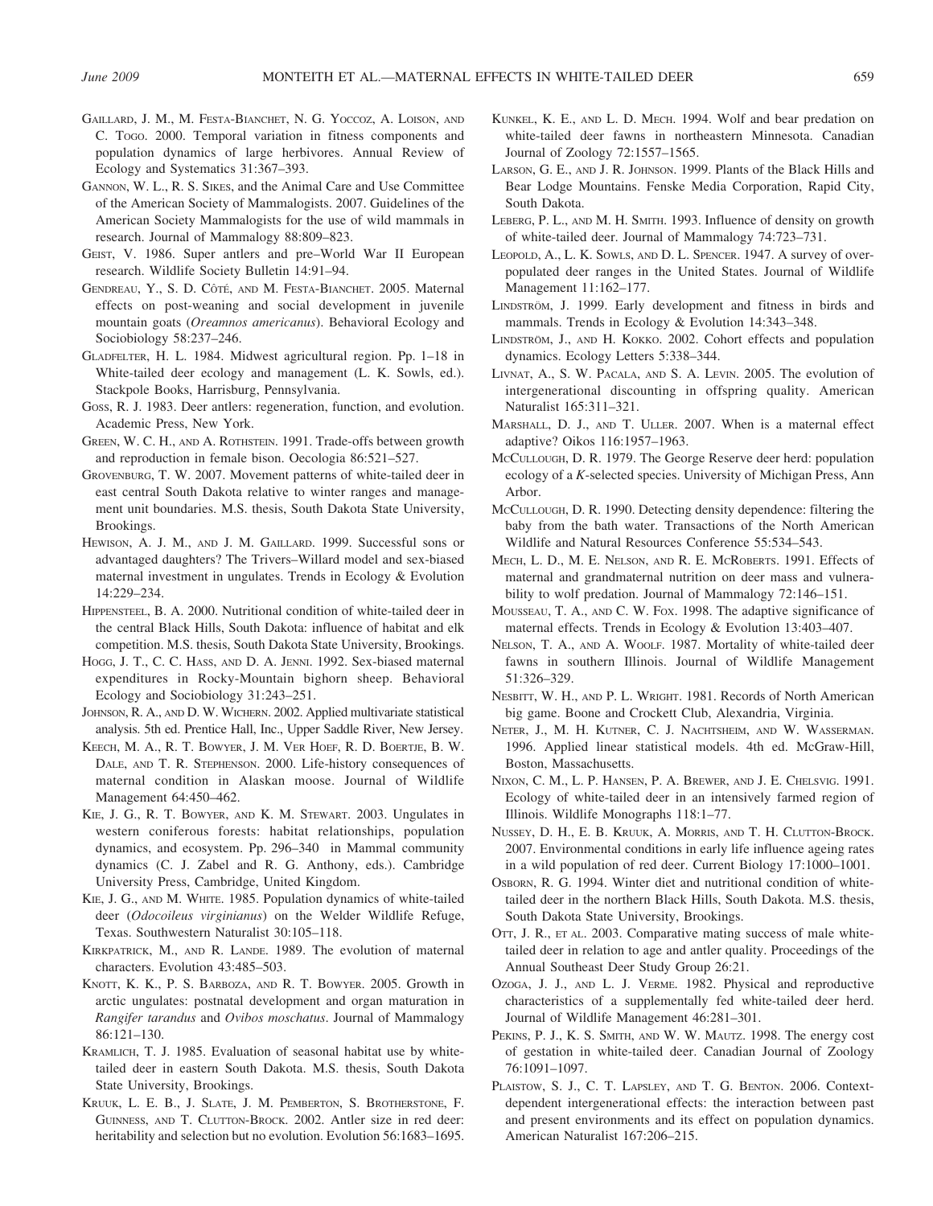Gaillard, J. M., M. Festa-Bianchet, N. G. Yoccoz, A. Loison, and C. Togo. 2000. Temporal variation in fitness components and population dynamics of large herbivores. Annual Review of Ecology and Systematics 31:367–393.

Gannon, W. L., R. S. Sikes, and the Animal Care and Use Committee of the American Society of Mammalogists. 2007. Guidelines of the American Society Mammalogists for the use of wild mammals in research. Journal of Mammalogy 88:809–823.

Geist, V. 1986. Super antlers and pre–World War II European research. Wildlife Society Bulletin 14:91–94.

Gendreau, Y., S. D. Côté, and M. Festa-Bianchet. 2005. Maternal effects on post-weaning and social development in juvenile mountain goats (*Oreamnos americanus*). Behavioral Ecology and Sociobiology 58:237–246.

Gladfelter, H. L. 1984. Midwest agricultural region. Pp. 1–18 in White-tailed deer ecology and management (L. K. Sowls, ed.). Stackpole Books, Harrisburg, Pennsylvania.

Goss, R. J. 1983. Deer antlers: regeneration, function, and evolution. Academic Press, New York.

Green, W. C. H., and A. Rothstein. 1991. Trade-offs between growth and reproduction in female bison. Oecologia 86:521–527.

Grovenburg, T. W. 2007. Movement patterns of white-tailed deer in east central South Dakota relative to winter ranges and management unit boundaries. M.S. thesis, South Dakota State University, Brookings.

Hewison, A. J. M., and J. M. Gaillard. 1999. Successful sons or advantaged daughters? The Trivers–Willard model and sex-biased maternal investment in ungulates. Trends in Ecology & Evolution 14:229–234.

Hippensteel, B. A. 2000. Nutritional condition of white-tailed deer in the central Black Hills, South Dakota: influence of habitat and elk competition. M.S. thesis, South Dakota State University, Brookings.

Hogg, J. T., C. C. Hass, and D. A. Jenni. 1992. Sex-biased maternal expenditures in Rocky-Mountain bighorn sheep. Behavioral Ecology and Sociobiology 31:243–251.

Johnson, R. A., and D. W. Wichern. 2002. Applied multivariate statistical analysis. 5th ed. Prentice Hall, Inc., Upper Saddle River, New Jersey.

Keech, M. A., R. T. Bowyer, J. M. Ver Hoef, R. D. Boertje, B. W. Dale, and T. R. Stephenson. 2000. Life-history consequences of maternal condition in Alaskan moose. Journal of Wildlife Management 64:450–462.

Kie, J. G., R. T. Bowyer, and K. M. Stewart. 2003. Ungulates in western coniferous forests: habitat relationships, population dynamics, and ecosystem. Pp. 296–340 in Mammal community dynamics (C. J. Zabel and R. G. Anthony, eds.). Cambridge University Press, Cambridge, United Kingdom.

Kie, J. G., and M. White. 1985. Population dynamics of white-tailed deer (*Odocoileus virginianus*) on the Welder Wildlife Refuge, Texas. Southwestern Naturalist 30:105–118.

Kirkpatrick, M., and R. Lande. 1989. The evolution of maternal characters. Evolution 43:485–503.

Knott, K. K., P. S. Barboza, and R. T. Bowyer. 2005. Growth in arctic ungulates: postnatal development and organ maturation in *Rangifer tarandus* and *Ovibos moschatus*. Journal of Mammalogy 86:121–130.

Kramlich, T. J. 1985. Evaluation of seasonal habitat use by white-tailed deer in eastern South Dakota. M.S. thesis, South Dakota State University, Brookings.

Kruuk, L. E. B., J. Slate, J. M. Pemberton, S. Brotherstone, F. Guinness, and T. Clutton-Brock. 2002. Antler size in red deer: heritability and selection but no evolution. Evolution 56:1683–1695.

Kunkel, K. E., and L. D. Mech. 1994. Wolf and bear predation on white-tailed deer fawns in northeastern Minnesota. Canadian Journal of Zoology 72:1557–1565.

Larson, G. E., and J. R. Johnson. 1999. Plants of the Black Hills and Bear Lodge Mountains. Fenske Media Corporation, Rapid City, South Dakota.

Leberg, P. L., and M. H. Smith. 1993. Influence of density on growth of white-tailed deer. Journal of Mammalogy 74:723–731.

Leopold, A., L. K. Sowls, and D. L. Spencer. 1947. A survey of over-populated deer ranges in the United States. Journal of Wildlife Management 11:162–177.

Lindström, J. 1999. Early development and fitness in birds and mammals. Trends in Ecology & Evolution 14:343–348.

Lindström, J., and H. Kokko. 2002. Cohort effects and population dynamics. Ecology Letters 5:338–344.

Livnat, A., S. W. Pacala, and S. A. Levin. 2005. The evolution of intergenerational discounting in offspring quality. American Naturalist 165:311–321.

Marshall, D. J., and T. Uller. 2007. When is a maternal effect adaptive? Oikos 116:1957–1963.

McCullough, D. R. 1979. The George Reserve deer herd: population ecology of a *K*-selected species. University of Michigan Press, Ann Arbor.

McCullough, D. R. 1990. Detecting density dependence: filtering the baby from the bath water. Transactions of the North American Wildlife and Natural Resources Conference 55:534–543.

Mech, L. D., M. E. Nelson, and R. E. McRoberts. 1991. Effects of maternal and grandmaternal nutrition on deer mass and vulnerability to wolf predation. Journal of Mammalogy 72:146–151.

Mousseau, T. A., and C. W. Fox. 1998. The adaptive significance of maternal effects. Trends in Ecology & Evolution 13:403–407.

Nelson, T. A., and A. Woolf. 1987. Mortality of white-tailed deer fawns in southern Illinois. Journal of Wildlife Management 51:326–329.

Nesbitt, W. H., and P. L. Wright. 1981. Records of North American big game. Boone and Crockett Club, Alexandria, Virginia.

Neter, J., M. H. Kutner, C. J. Nachtsheim, and W. Wasserman. 1996. Applied linear statistical models. 4th ed. McGraw-Hill, Boston, Massachusetts.

Nixon, C. M., L. P. Hansen, P. A. Brewer, and J. E. Chelsvig. 1991. Ecology of white-tailed deer in an intensively farmed region of Illinois. Wildlife Monographs 118:1–77.

Nussey, D. H., E. B. Kruuk, A. Morris, and T. H. Clutton-Brock. 2007. Environmental conditions in early life influence ageing rates in a wild population of red deer. Current Biology 17:1000–1001.

Osborn, R. G. 1994. Winter diet and nutritional condition of white-tailed deer in the northern Black Hills, South Dakota. M.S. thesis, South Dakota State University, Brookings.

Ott, J. R., et al. 2003. Comparative mating success of male white-tailed deer in relation to age and antler quality. Proceedings of the Annual Southeast Deer Study Group 26:21.

Ozoga, J. J., and L. J. Verme. 1982. Physical and reproductive characteristics of a supplementally fed white-tailed deer herd. Journal of Wildlife Management 46:281–301.

Pekins, P. J., K. S. Smith, and W. W. Mautz. 1998. The energy cost of gestation in white-tailed deer. Canadian Journal of Zoology 76:1091–1097.

Plaistow, S. J., C. T. Lapsley, and T. G. Benton. 2006. Context-dependent intergenerational effects: the interaction between past and present environments and its effect on population dynamics. American Naturalist 167:206–215.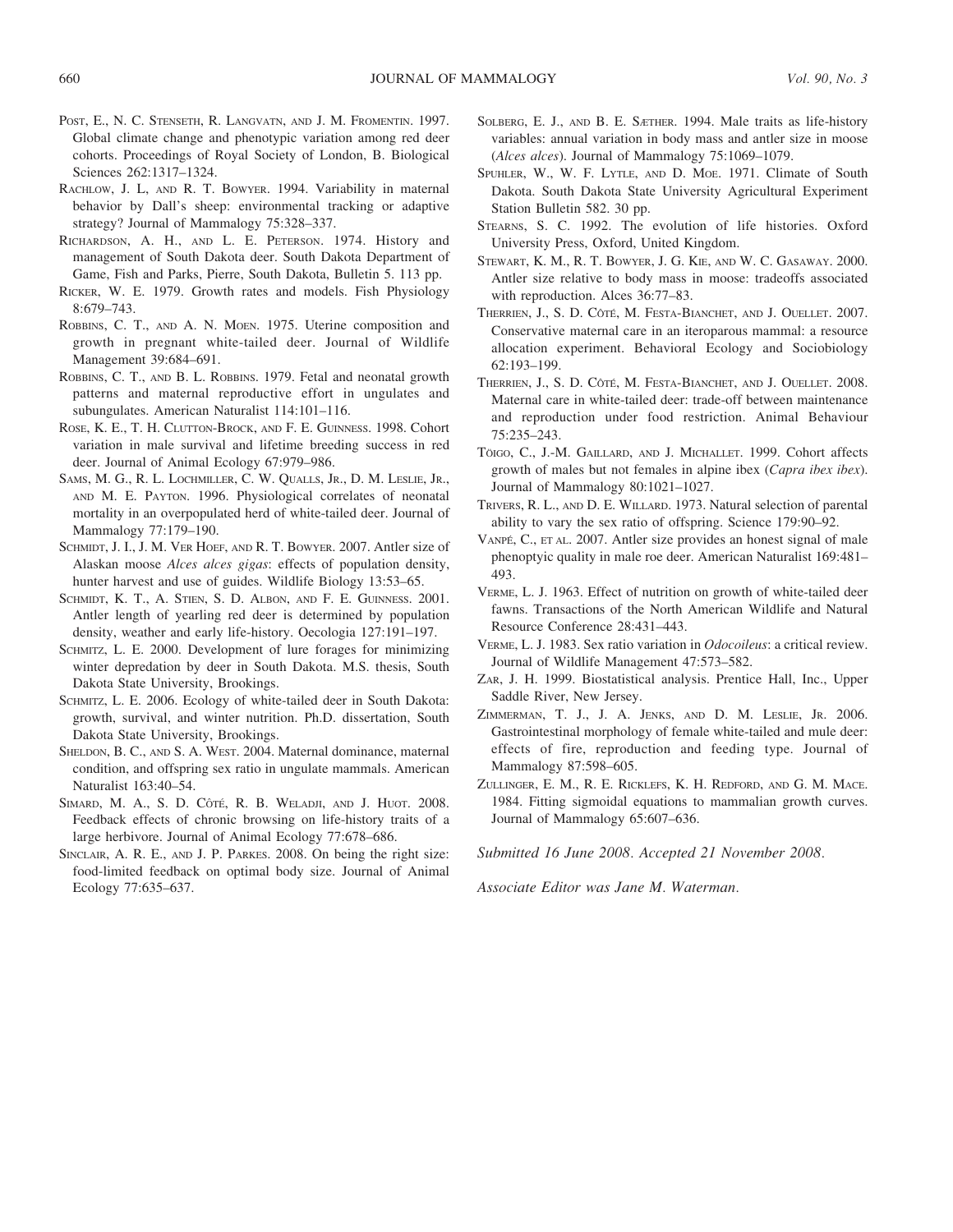Post, E., N. C. Stenseth, R. Langvatn, and J. M. Fromentin. 1997. Global climate change and phenotypic variation among red deer cohorts. Proceedings of Royal Society of London, B. Biological Sciences 262:1317–1324.

Rachlow, J. L, and R. T. Bowyer. 1994. Variability in maternal behavior by Dall's sheep: environmental tracking or adaptive strategy? Journal of Mammalogy 75:328–337.

Richardson, A. H., and L. E. Peterson. 1974. History and management of South Dakota deer. South Dakota Department of Game, Fish and Parks, Pierre, South Dakota, Bulletin 5. 113 pp.

Ricker, W. E. 1979. Growth rates and models. Fish Physiology 8:679–743.

Robbins, C. T., and A. N. Moen. 1975. Uterine composition and growth in pregnant white-tailed deer. Journal of Wildlife Management 39:684–691.

Robbins, C. T., and B. L. Robbins. 1979. Fetal and neonatal growth patterns and maternal reproductive effort in ungulates and subungulates. American Naturalist 114:101–116.

Rose, K. E., T. H. Clutton-Brock, and F. E. Guinness. 1998. Cohort variation in male survival and lifetime breeding success in red deer. Journal of Animal Ecology 67:979–986.

Sams, M. G., R. L. Lochmiller, C. W. Qualls, Jr., D. M. Leslie, Jr., and M. E. Payton. 1996. Physiological correlates of neonatal mortality in an overpopulated herd of white-tailed deer. Journal of Mammalogy 77:179–190.

Schmidt, J. I., J. M. Ver Hoef, and R. T. Bowyer. 2007. Antler size of Alaskan moose *Alces alces gigas*: effects of population density, hunter harvest and use of guides. Wildlife Biology 13:53–65.

Schmidt, K. T., A. Stien, S. D. Albon, and F. E. Guinness. 2001. Antler length of yearling red deer is determined by population density, weather and early life-history. Oecologia 127:191–197.

Schmitz, L. E. 2000. Development of lure forages for minimizing winter depredation by deer in South Dakota. M.S. thesis, South Dakota State University, Brookings.

Schmitz, L. E. 2006. Ecology of white-tailed deer in South Dakota: growth, survival, and winter nutrition. Ph.D. dissertation, South Dakota State University, Brookings.

Sheldon, B. C., and S. A. West. 2004. Maternal dominance, maternal condition, and offspring sex ratio in ungulate mammals. American Naturalist 163:40–54.

Simard, M. A., S. D. Côté, R. B. Weladji, and J. Huot. 2008. Feedback effects of chronic browsing on life-history traits of a large herbivore. Journal of Animal Ecology 77:678–686.

Sinclair, A. R. E., and J. P. Parkes. 2008. On being the right size: food-limited feedback on optimal body size. Journal of Animal Ecology 77:635–637.

Solberg, E. J., and B. E. Sæther. 1994. Male traits as life-history variables: annual variation in body mass and antler size in moose (*Alces alces*). Journal of Mammalogy 75:1069–1079.

Spuhler, W., W. F. Lytle, and D. Moe. 1971. Climate of South Dakota. South Dakota State University Agricultural Experiment Station Bulletin 582. 30 pp.

Stearns, S. C. 1992. The evolution of life histories. Oxford University Press, Oxford, United Kingdom.

Stewart, K. M., R. T. Bowyer, J. G. Kie, and W. C. Gasaway. 2000. Antler size relative to body mass in moose: tradeoffs associated with reproduction. Alces 36:77–83.

Therrien, J., S. D. Côté, M. Festa-Bianchet, and J. Ouellet. 2007. Conservative maternal care in an iteroparous mammal: a resource allocation experiment. Behavioral Ecology and Sociobiology 62:193–199.

Therrien, J., S. D. Côté, M. Festa-Bianchet, and J. Ouellet. 2008. Maternal care in white-tailed deer: trade-off between maintenance and reproduction under food restriction. Animal Behaviour 75:235–243.

Töigo, C., J.-M. Gaillard, and J. Michallet. 1999. Cohort affects growth of males but not females in alpine ibex (*Capra ibex ibex*). Journal of Mammalogy 80:1021–1027.

Trivers, R. L., and D. E. Willard. 1973. Natural selection of parental ability to vary the sex ratio of offspring. Science 179:90–92.

Vanpé, C., et al. 2007. Antler size provides an honest signal of male phenoptyic quality in male roe deer. American Naturalist 169:481–493.

Verme, L. J. 1963. Effect of nutrition on growth of white-tailed deer fawns. Transactions of the North American Wildlife and Natural Resource Conference 28:431–443.

Verme, L. J. 1983. Sex ratio variation in *Odocoileus*: a critical review. Journal of Wildlife Management 47:573–582.

Zar, J. H. 1999. Biostatistical analysis. Prentice Hall, Inc., Upper Saddle River, New Jersey.

Zimmerman, T. J., J. A. Jenks, and D. M. Leslie, Jr. 2006. Gastrointestinal morphology of female white-tailed and mule deer: effects of fire, reproduction and feeding type. Journal of Mammalogy 87:598–605.

Zullinger, E. M., R. E. Ricklefs, K. H. Redford, and G. M. Mace. 1984. Fitting sigmoidal equations to mammalian growth curves. Journal of Mammalogy 65:607–636.

*Submitted 16 June 2008. Accepted 21 November 2008.*

*Associate Editor was Jane M. Waterman.*